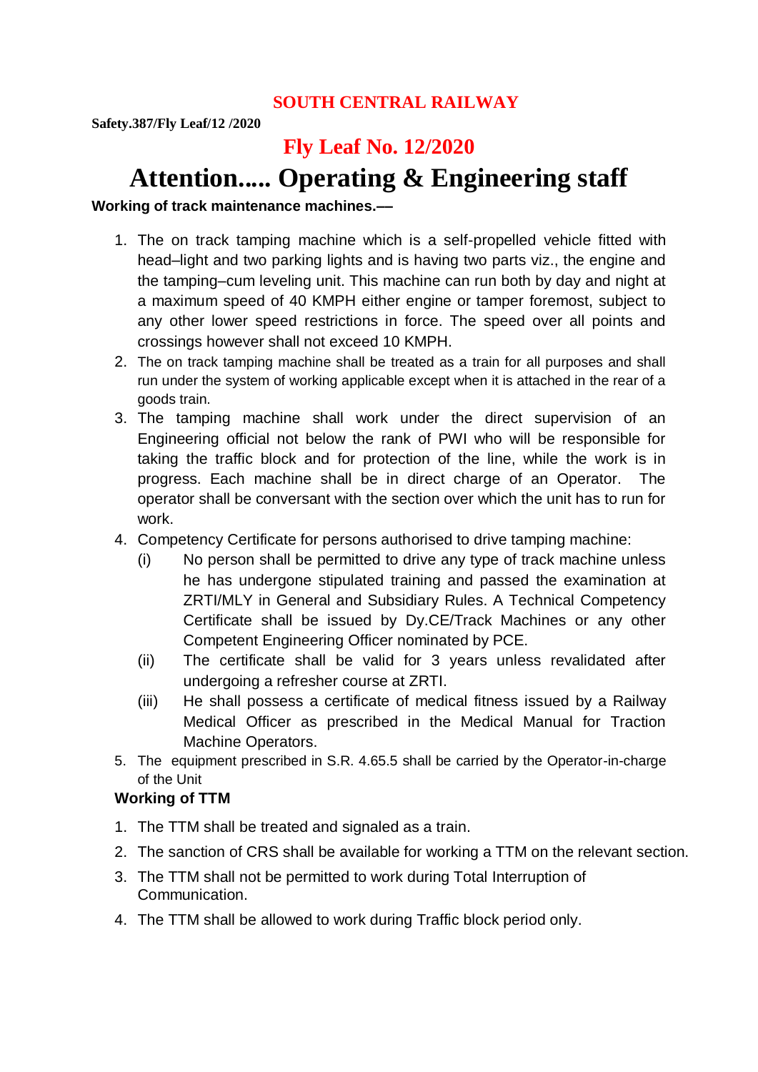# SOUTH CENTRAL RAILWAY

**Safety.387/Fly Leaf/12 /2020**

## Fly Leaf No. 12/2020

# Attention..... Operating & Engineering staff

**Working of track maintenance machines.––**

1. The on track tamping machine which is a self-propelled vehicle fitted with head–light and two parking lights and is having two parts viz., the engine and the tamping–cum leveling unit. This machine can run both by day and night at a maximum speed of 40 KMPH either engine or tamper foremost, subject to any other lower speed restrictions in force. The speed over all points and crossings however shall not exceed 10 KMPH.
2. The on track tamping machine shall be treated as a train for all purposes and shall run under the system of working applicable except when it is attached in the rear of a goods train.
3. The tamping machine shall work under the direct supervision of an Engineering official not below the rank of PWI who will be responsible for taking the traffic block and for protection of the line, while the work is in progress. Each machine shall be in direct charge of an Operator. The operator shall be conversant with the section over which the unit has to run for work.
4. Competency Certificate for persons authorised to drive tamping machine:
   - (i) No person shall be permitted to drive any type of track machine unless he has undergone stipulated training and passed the examination at ZRTI/MLY in General and Subsidiary Rules. A Technical Competency Certificate shall be issued by Dy.CE/Track Machines or any other Competent Engineering Officer nominated by PCE.
   - (ii) The certificate shall be valid for 3 years unless revalidated after undergoing a refresher course at ZRTI.
   - (iii) He shall possess a certificate of medical fitness issued by a Railway Medical Officer as prescribed in the Medical Manual for Traction Machine Operators.
5. The equipment prescribed in S.R. 4.65.5 shall be carried by the Operator-in-charge of the Unit

**Working of TTM**

1. The TTM shall be treated and signaled as a train.
2. The sanction of CRS shall be available for working a TTM on the relevant section.
3. The TTM shall not be permitted to work during Total Interruption of Communication.
4. The TTM shall be allowed to work during Traffic block period only.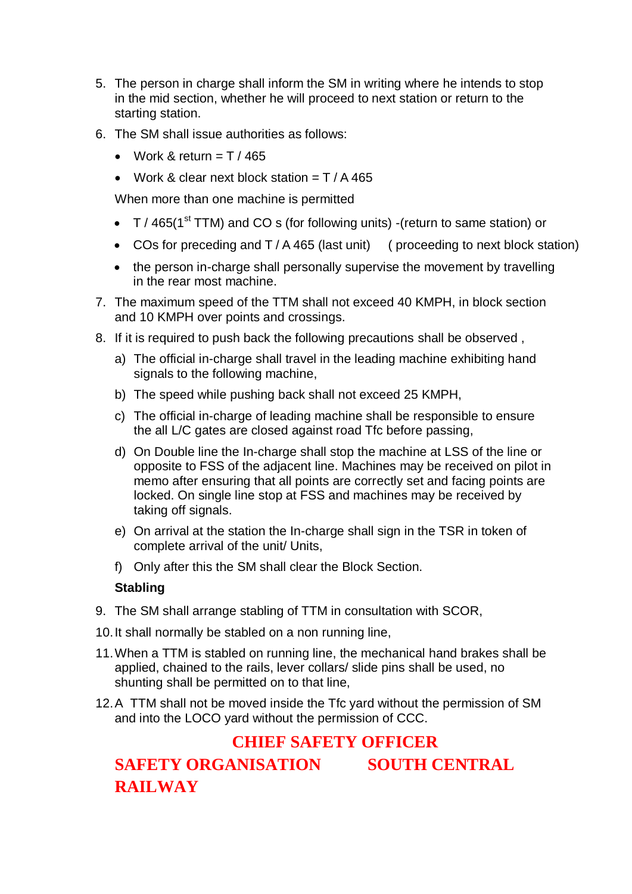5. The person in charge shall inform the SM in writing where he intends to stop in the mid section, whether he will proceed to next station or return to the starting station.
6. The SM shall issue authorities as follows:
   - Work & return = T / 465
   - Work & clear next block station = T / A 465

   When more than one machine is permitted

   - T / 465(1st TTM) and CO s (for following units) -(return to same station) or
   - COs for preceding and T / A 465 (last unit) ( proceeding to next block station)
   - the person in-charge shall personally supervise the movement by travelling in the rear most machine.
7. The maximum speed of the TTM shall not exceed 40 KMPH, in block section and 10 KMPH over points and crossings.
8. If it is required to push back the following precautions shall be observed ,
   a) The official in-charge shall travel in the leading machine exhibiting hand signals to the following machine,
   b) The speed while pushing back shall not exceed 25 KMPH,
   c) The official in-charge of leading machine shall be responsible to ensure the all L/C gates are closed against road Tfc before passing,
   d) On Double line the In-charge shall stop the machine at LSS of the line or opposite to FSS of the adjacent line. Machines may be received on pilot in memo after ensuring that all points are correctly set and facing points are locked. On single line stop at FSS and machines may be received by taking off signals.
   e) On arrival at the station the In-charge shall sign in the TSR in token of complete arrival of the unit/ Units,
   f) Only after this the SM shall clear the Block Section.

**Stabling**

9. The SM shall arrange stabling of TTM in consultation with SCOR,
10. It shall normally be stabled on a non running line,
11. When a TTM is stabled on running line, the mechanical hand brakes shall be applied, chained to the rails, lever collars/ slide pins shall be used, no shunting shall be permitted on to that line,
12. A TTM shall not be moved inside the Tfc yard without the permission of SM and into the LOCO yard without the permission of CCC.

**CHIEF SAFETY OFFICER**

**SAFETY ORGANISATION SOUTH CENTRAL RAILWAY**